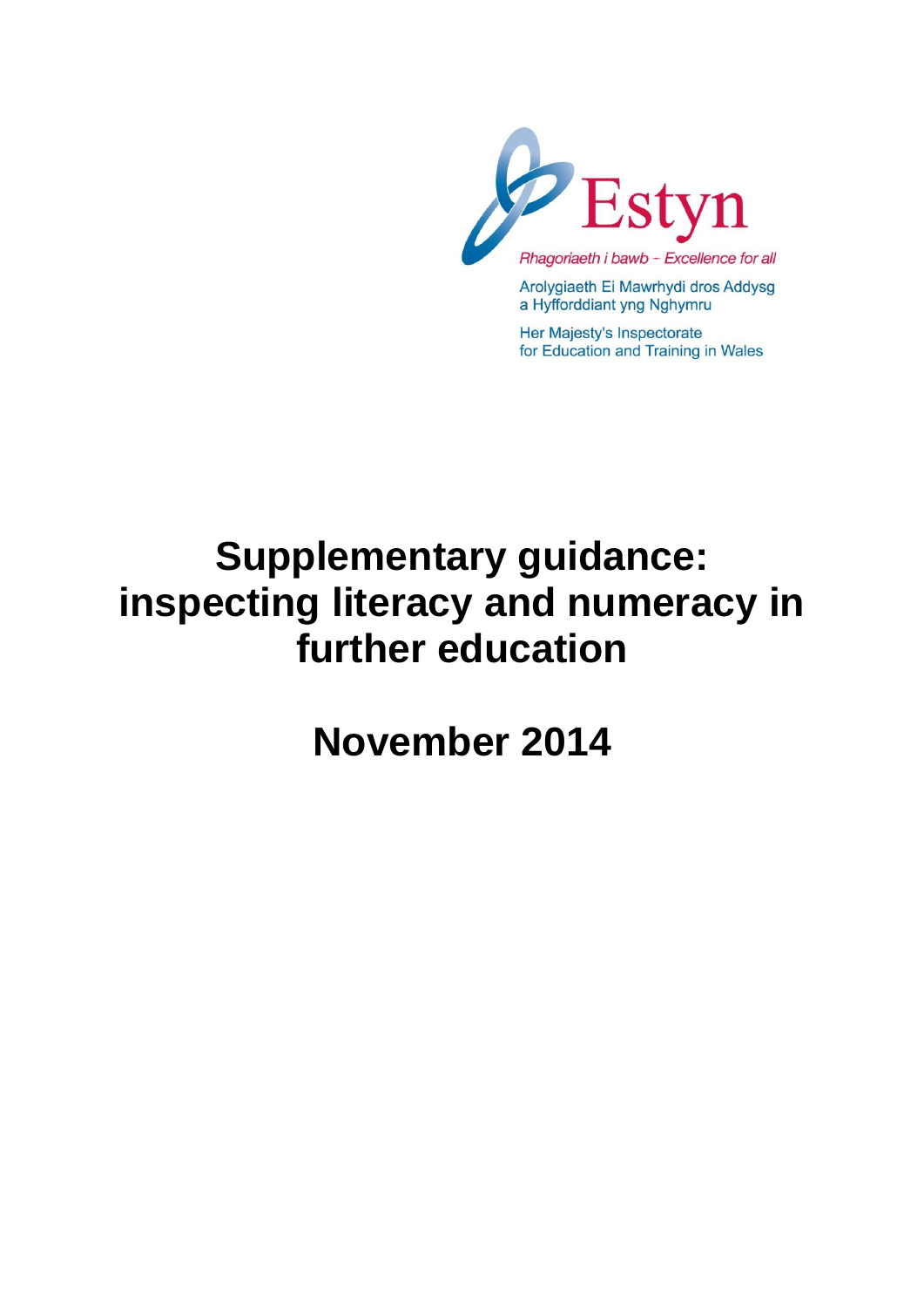Estyn

*Rhagoriaeth i bawb – Excellence for all*

Arolygiaeth Ei Mawrhydi dros Addysg a Hyfforddiant yng Nghymru

Her Majesty's Inspectorate for Education and Training in Wales

# Supplementary guidance: inspecting literacy and numeracy in further education

# November 2014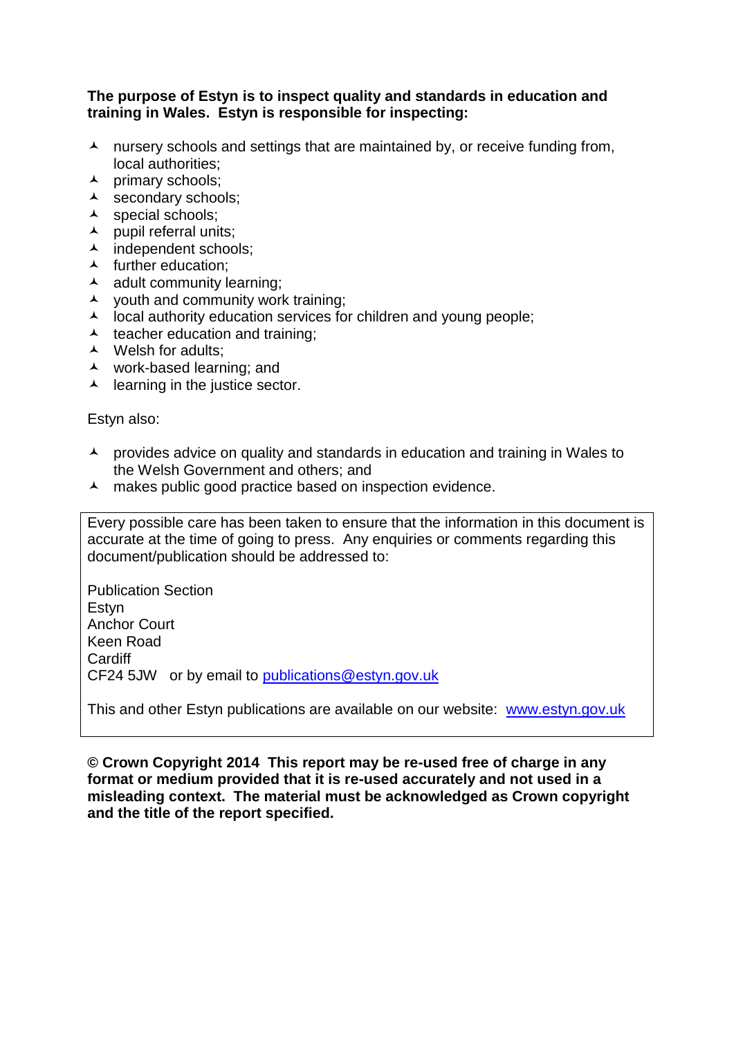**The purpose of Estyn is to inspect quality and standards in education and training in Wales. Estyn is responsible for inspecting:**

- nursery schools and settings that are maintained by, or receive funding from, local authorities;
- primary schools;
- secondary schools;
- special schools;
- pupil referral units;
- independent schools;
- further education;
- adult community learning;
- youth and community work training;
- local authority education services for children and young people;
- teacher education and training;
- Welsh for adults;
- work-based learning; and
- learning in the justice sector.

Estyn also:

- provides advice on quality and standards in education and training in Wales to the Welsh Government and others; and
- makes public good practice based on inspection evidence.

Every possible care has been taken to ensure that the information in this document is accurate at the time of going to press. Any enquiries or comments regarding this document/publication should be addressed to:

Publication Section
Estyn
Anchor Court
Keen Road
Cardiff
CF24 5JW or by email to publications@estyn.gov.uk

This and other Estyn publications are available on our website: www.estyn.gov.uk

**© Crown Copyright 2014 This report may be re-used free of charge in any format or medium provided that it is re-used accurately and not used in a misleading context. The material must be acknowledged as Crown copyright and the title of the report specified.**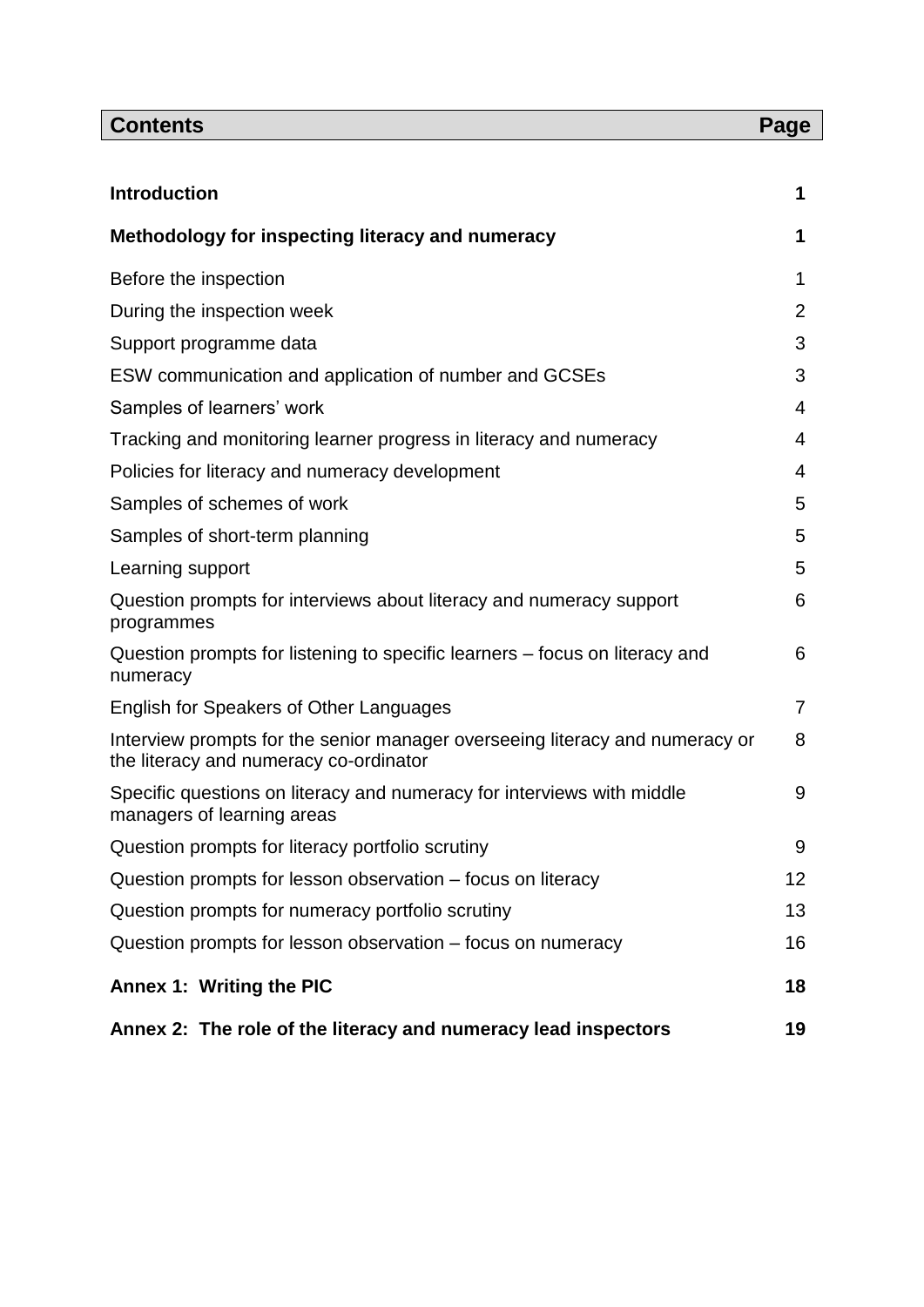| **Contents** | **Page** |
|---|---|
| **Introduction** | **1** |
| **Methodology for inspecting literacy and numeracy** | **1** |
| Before the inspection | 1 |
| During the inspection week | 2 |
| Support programme data | 3 |
| ESW communication and application of number and GCSEs | 3 |
| Samples of learners' work | 4 |
| Tracking and monitoring learner progress in literacy and numeracy | 4 |
| Policies for literacy and numeracy development | 4 |
| Samples of schemes of work | 5 |
| Samples of short-term planning | 5 |
| Learning support | 5 |
| Question prompts for interviews about literacy and numeracy support programmes | 6 |
| Question prompts for listening to specific learners – focus on literacy and numeracy | 6 |
| English for Speakers of Other Languages | 7 |
| Interview prompts for the senior manager overseeing literacy and numeracy or the literacy and numeracy co-ordinator | 8 |
| Specific questions on literacy and numeracy for interviews with middle managers of learning areas | 9 |
| Question prompts for literacy portfolio scrutiny | 9 |
| Question prompts for lesson observation – focus on literacy | 12 |
| Question prompts for numeracy portfolio scrutiny | 13 |
| Question prompts for lesson observation – focus on numeracy | 16 |
| **Annex 1: Writing the PIC** | **18** |
| **Annex 2: The role of the literacy and numeracy lead inspectors** | **19** |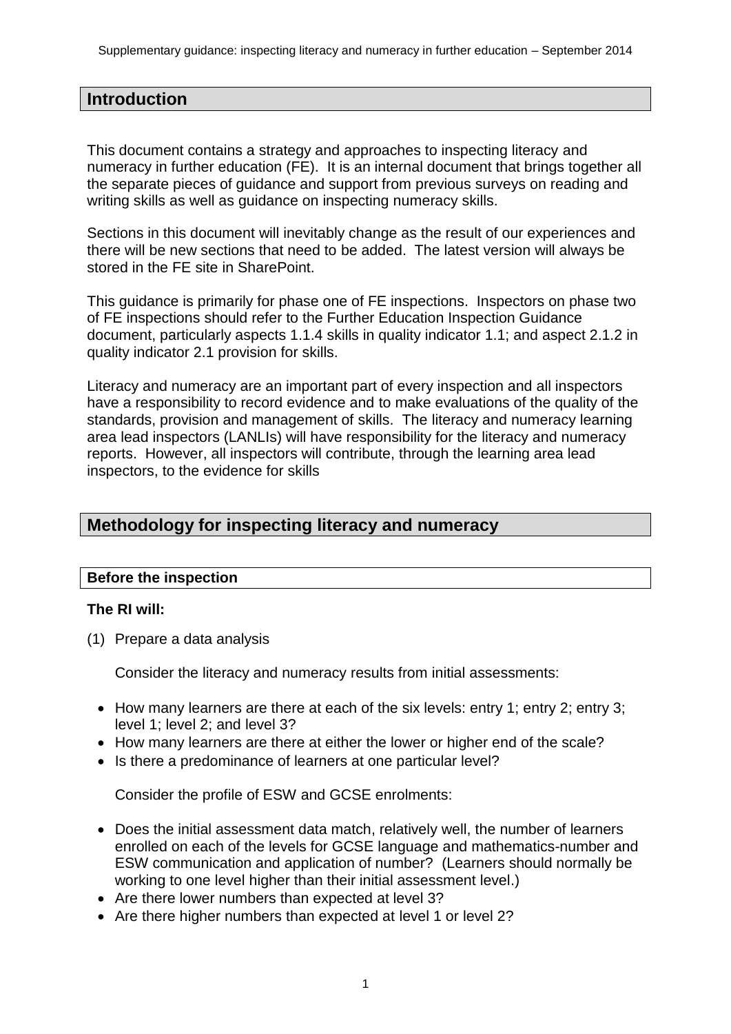## Introduction

This document contains a strategy and approaches to inspecting literacy and numeracy in further education (FE). It is an internal document that brings together all the separate pieces of guidance and support from previous surveys on reading and writing skills as well as guidance on inspecting numeracy skills.

Sections in this document will inevitably change as the result of our experiences and there will be new sections that need to be added. The latest version will always be stored in the FE site in SharePoint.

This guidance is primarily for phase one of FE inspections. Inspectors on phase two of FE inspections should refer to the Further Education Inspection Guidance document, particularly aspects 1.1.4 skills in quality indicator 1.1; and aspect 2.1.2 in quality indicator 2.1 provision for skills.

Literacy and numeracy are an important part of every inspection and all inspectors have a responsibility to record evidence and to make evaluations of the quality of the standards, provision and management of skills. The literacy and numeracy learning area lead inspectors (LANLIs) will have responsibility for the literacy and numeracy reports. However, all inspectors will contribute, through the learning area lead inspectors, to the evidence for skills

## Methodology for inspecting literacy and numeracy

### Before the inspection

**The RI will:**

(1) Prepare a data analysis

Consider the literacy and numeracy results from initial assessments:

- How many learners are there at each of the six levels: entry 1; entry 2; entry 3; level 1; level 2; and level 3?
- How many learners are there at either the lower or higher end of the scale?
- Is there a predominance of learners at one particular level?

Consider the profile of ESW and GCSE enrolments:

- Does the initial assessment data match, relatively well, the number of learners enrolled on each of the levels for GCSE language and mathematics-number and ESW communication and application of number? (Learners should normally be working to one level higher than their initial assessment level.)
- Are there lower numbers than expected at level 3?
- Are there higher numbers than expected at level 1 or level 2?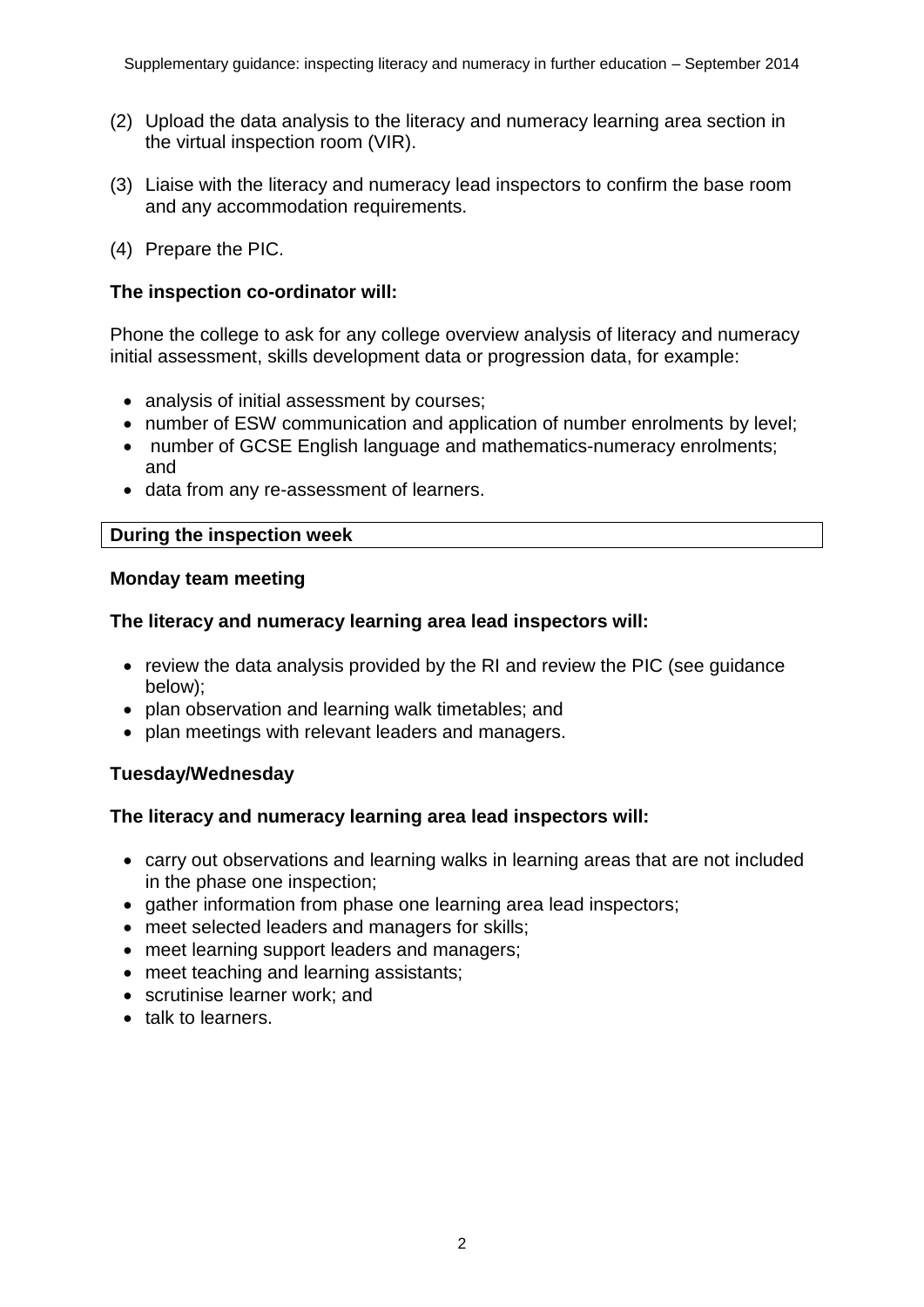(2) Upload the data analysis to the literacy and numeracy learning area section in the virtual inspection room (VIR).

(3) Liaise with the literacy and numeracy lead inspectors to confirm the base room and any accommodation requirements.

(4) Prepare the PIC.

**The inspection co-ordinator will:**

Phone the college to ask for any college overview analysis of literacy and numeracy initial assessment, skills development data or progression data, for example:

- analysis of initial assessment by courses;
- number of ESW communication and application of number enrolments by level;
- number of GCSE English language and mathematics-numeracy enrolments; and
- data from any re-assessment of learners.

| **During the inspection week** |
|---|

**Monday team meeting**

**The literacy and numeracy learning area lead inspectors will:**

- review the data analysis provided by the RI and review the PIC (see guidance below);
- plan observation and learning walk timetables; and
- plan meetings with relevant leaders and managers.

**Tuesday/Wednesday**

**The literacy and numeracy learning area lead inspectors will:**

- carry out observations and learning walks in learning areas that are not included in the phase one inspection;
- gather information from phase one learning area lead inspectors;
- meet selected leaders and managers for skills;
- meet learning support leaders and managers;
- meet teaching and learning assistants;
- scrutinise learner work; and
- talk to learners.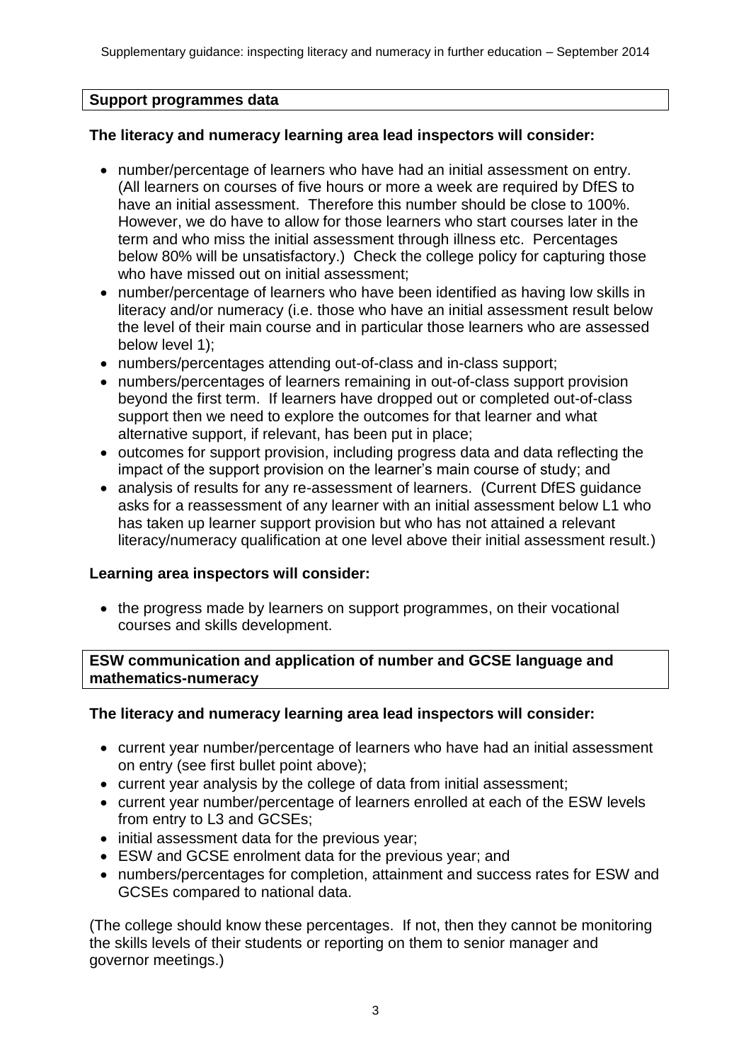## Support programmes data

**The literacy and numeracy learning area lead inspectors will consider:**

- number/percentage of learners who have had an initial assessment on entry. (All learners on courses of five hours or more a week are required by DfES to have an initial assessment. Therefore this number should be close to 100%. However, we do have to allow for those learners who start courses later in the term and who miss the initial assessment through illness etc. Percentages below 80% will be unsatisfactory.) Check the college policy for capturing those who have missed out on initial assessment;
- number/percentage of learners who have been identified as having low skills in literacy and/or numeracy (i.e. those who have an initial assessment result below the level of their main course and in particular those learners who are assessed below level 1);
- numbers/percentages attending out-of-class and in-class support;
- numbers/percentages of learners remaining in out-of-class support provision beyond the first term. If learners have dropped out or completed out-of-class support then we need to explore the outcomes for that learner and what alternative support, if relevant, has been put in place;
- outcomes for support provision, including progress data and data reflecting the impact of the support provision on the learner's main course of study; and
- analysis of results for any re-assessment of learners. (Current DfES guidance asks for a reassessment of any learner with an initial assessment below L1 who has taken up learner support provision but who has not attained a relevant literacy/numeracy qualification at one level above their initial assessment result.)

**Learning area inspectors will consider:**

- the progress made by learners on support programmes, on their vocational courses and skills development.

## ESW communication and application of number and GCSE language and mathematics-numeracy

**The literacy and numeracy learning area lead inspectors will consider:**

- current year number/percentage of learners who have had an initial assessment on entry (see first bullet point above);
- current year analysis by the college of data from initial assessment;
- current year number/percentage of learners enrolled at each of the ESW levels from entry to L3 and GCSEs;
- initial assessment data for the previous year;
- ESW and GCSE enrolment data for the previous year; and
- numbers/percentages for completion, attainment and success rates for ESW and GCSEs compared to national data.

(The college should know these percentages. If not, then they cannot be monitoring the skills levels of their students or reporting on them to senior manager and governor meetings.)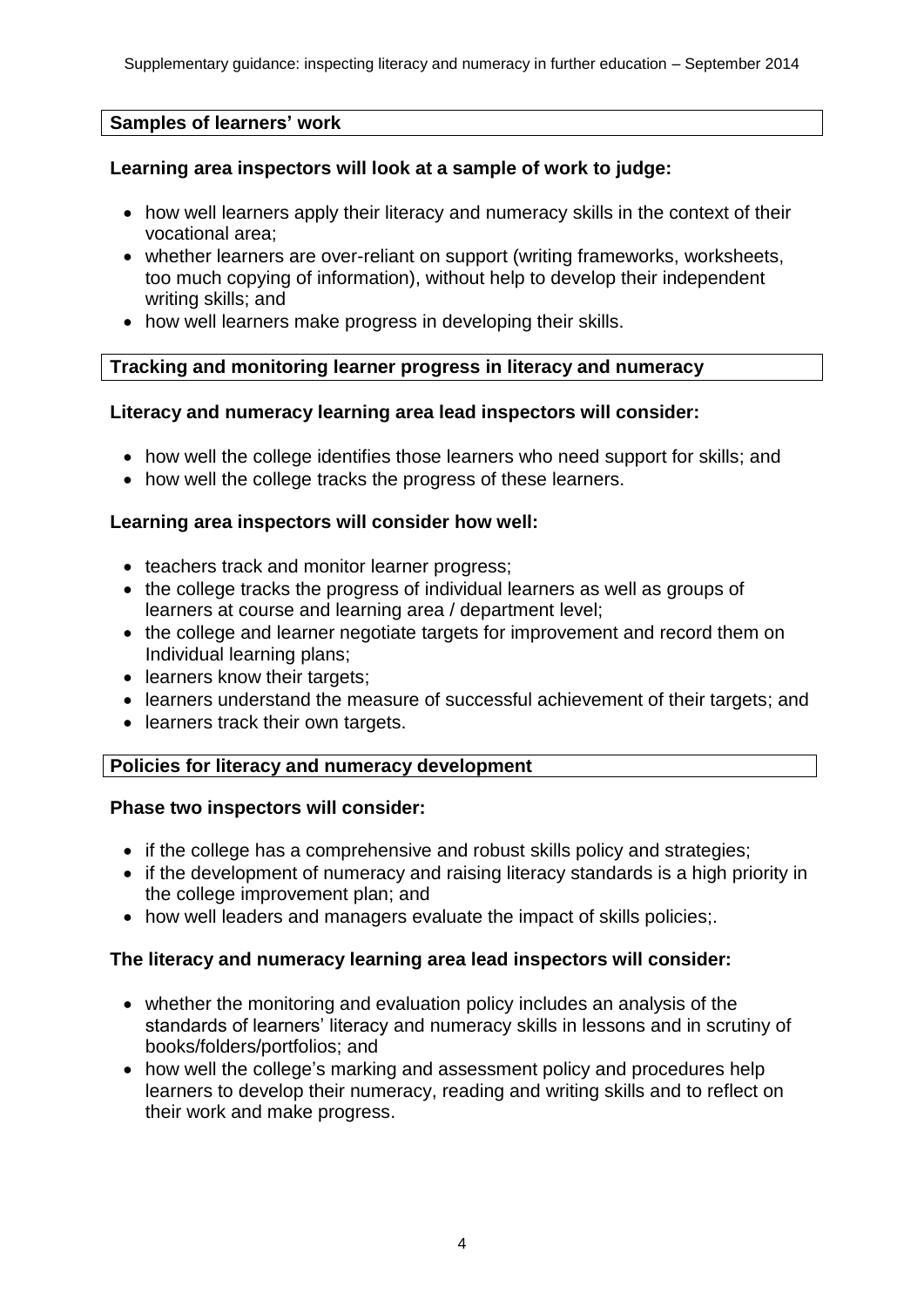## Samples of learners' work

**Learning area inspectors will look at a sample of work to judge:**

- how well learners apply their literacy and numeracy skills in the context of their vocational area;
- whether learners are over-reliant on support (writing frameworks, worksheets, too much copying of information), without help to develop their independent writing skills; and
- how well learners make progress in developing their skills.

## Tracking and monitoring learner progress in literacy and numeracy

**Literacy and numeracy learning area lead inspectors will consider:**

- how well the college identifies those learners who need support for skills; and
- how well the college tracks the progress of these learners.

**Learning area inspectors will consider how well:**

- teachers track and monitor learner progress;
- the college tracks the progress of individual learners as well as groups of learners at course and learning area / department level;
- the college and learner negotiate targets for improvement and record them on Individual learning plans;
- learners know their targets;
- learners understand the measure of successful achievement of their targets; and
- learners track their own targets.

## Policies for literacy and numeracy development

**Phase two inspectors will consider:**

- if the college has a comprehensive and robust skills policy and strategies;
- if the development of numeracy and raising literacy standards is a high priority in the college improvement plan; and
- how well leaders and managers evaluate the impact of skills policies;.

**The literacy and numeracy learning area lead inspectors will consider:**

- whether the monitoring and evaluation policy includes an analysis of the standards of learners' literacy and numeracy skills in lessons and in scrutiny of books/folders/portfolios; and
- how well the college's marking and assessment policy and procedures help learners to develop their numeracy, reading and writing skills and to reflect on their work and make progress.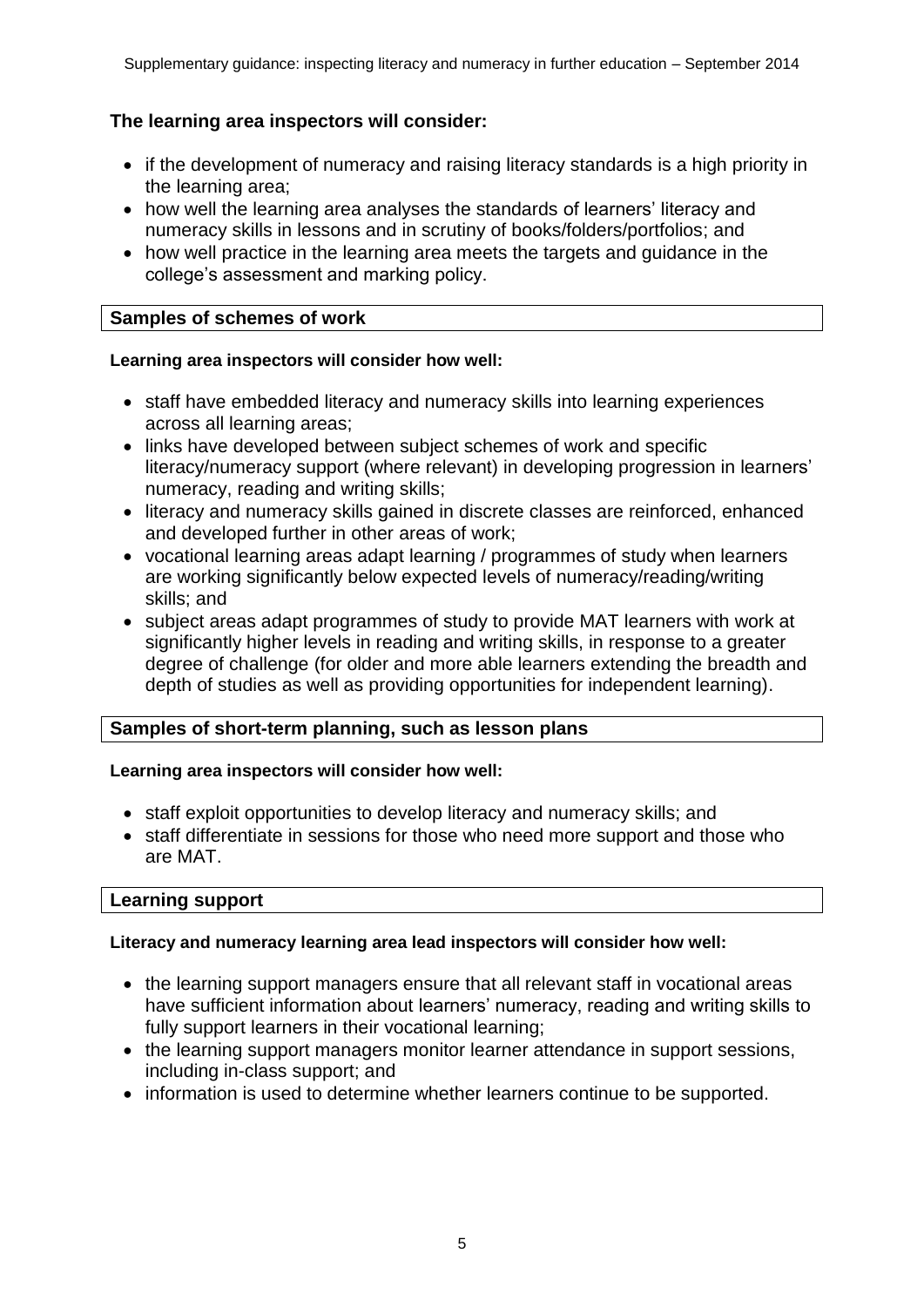**The learning area inspectors will consider:**

- if the development of numeracy and raising literacy standards is a high priority in the learning area;
- how well the learning area analyses the standards of learners' literacy and numeracy skills in lessons and in scrutiny of books/folders/portfolios; and
- how well practice in the learning area meets the targets and guidance in the college's assessment and marking policy.

**Samples of schemes of work**

**Learning area inspectors will consider how well:**

- staff have embedded literacy and numeracy skills into learning experiences across all learning areas;
- links have developed between subject schemes of work and specific literacy/numeracy support (where relevant) in developing progression in learners' numeracy, reading and writing skills;
- literacy and numeracy skills gained in discrete classes are reinforced, enhanced and developed further in other areas of work;
- vocational learning areas adapt learning / programmes of study when learners are working significantly below expected levels of numeracy/reading/writing skills; and
- subject areas adapt programmes of study to provide MAT learners with work at significantly higher levels in reading and writing skills, in response to a greater degree of challenge (for older and more able learners extending the breadth and depth of studies as well as providing opportunities for independent learning).

**Samples of short-term planning, such as lesson plans**

**Learning area inspectors will consider how well:**

- staff exploit opportunities to develop literacy and numeracy skills; and
- staff differentiate in sessions for those who need more support and those who are MAT.

**Learning support**

**Literacy and numeracy learning area lead inspectors will consider how well:**

- the learning support managers ensure that all relevant staff in vocational areas have sufficient information about learners' numeracy, reading and writing skills to fully support learners in their vocational learning;
- the learning support managers monitor learner attendance in support sessions, including in-class support; and
- information is used to determine whether learners continue to be supported.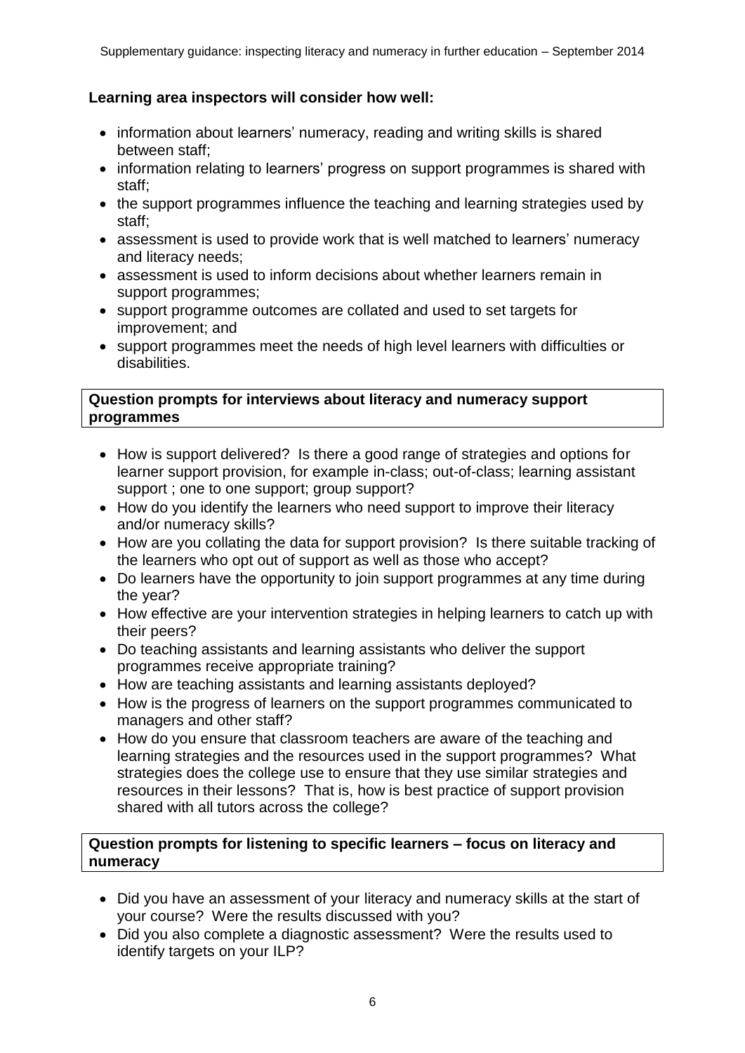**Learning area inspectors will consider how well:**

- information about learners' numeracy, reading and writing skills is shared between staff;
- information relating to learners' progress on support programmes is shared with staff;
- the support programmes influence the teaching and learning strategies used by staff;
- assessment is used to provide work that is well matched to learners' numeracy and literacy needs;
- assessment is used to inform decisions about whether learners remain in support programmes;
- support programme outcomes are collated and used to set targets for improvement; and
- support programmes meet the needs of high level learners with difficulties or disabilities.

**Question prompts for interviews about literacy and numeracy support programmes**

- How is support delivered? Is there a good range of strategies and options for learner support provision, for example in-class; out-of-class; learning assistant support ; one to one support; group support?
- How do you identify the learners who need support to improve their literacy and/or numeracy skills?
- How are you collating the data for support provision? Is there suitable tracking of the learners who opt out of support as well as those who accept?
- Do learners have the opportunity to join support programmes at any time during the year?
- How effective are your intervention strategies in helping learners to catch up with their peers?
- Do teaching assistants and learning assistants who deliver the support programmes receive appropriate training?
- How are teaching assistants and learning assistants deployed?
- How is the progress of learners on the support programmes communicated to managers and other staff?
- How do you ensure that classroom teachers are aware of the teaching and learning strategies and the resources used in the support programmes? What strategies does the college use to ensure that they use similar strategies and resources in their lessons? That is, how is best practice of support provision shared with all tutors across the college?

**Question prompts for listening to specific learners – focus on literacy and numeracy**

- Did you have an assessment of your literacy and numeracy skills at the start of your course? Were the results discussed with you?
- Did you also complete a diagnostic assessment? Were the results used to identify targets on your ILP?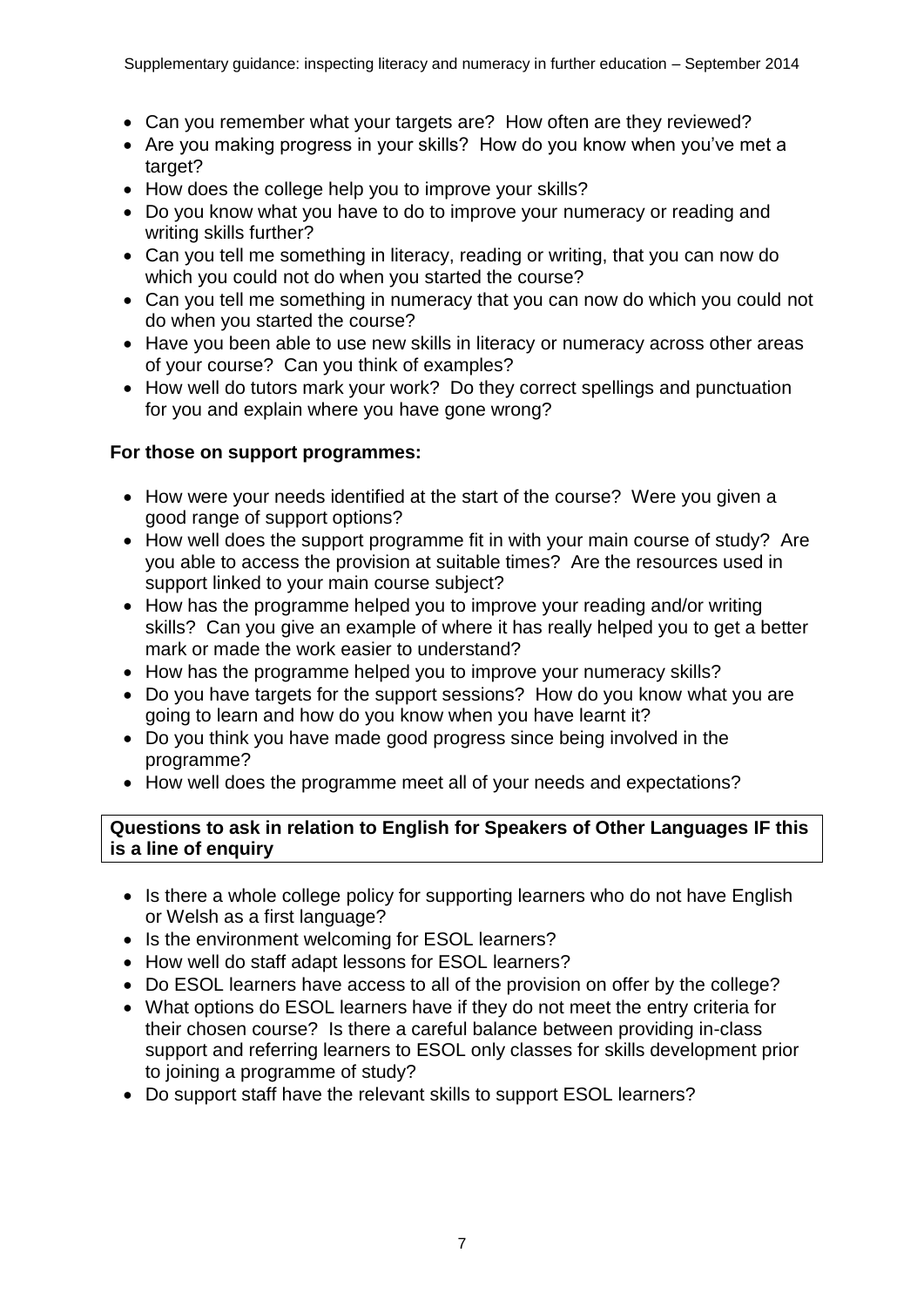- Can you remember what your targets are? How often are they reviewed?
- Are you making progress in your skills? How do you know when you've met a target?
- How does the college help you to improve your skills?
- Do you know what you have to do to improve your numeracy or reading and writing skills further?
- Can you tell me something in literacy, reading or writing, that you can now do which you could not do when you started the course?
- Can you tell me something in numeracy that you can now do which you could not do when you started the course?
- Have you been able to use new skills in literacy or numeracy across other areas of your course? Can you think of examples?
- How well do tutors mark your work? Do they correct spellings and punctuation for you and explain where you have gone wrong?

**For those on support programmes:**

- How were your needs identified at the start of the course? Were you given a good range of support options?
- How well does the support programme fit in with your main course of study? Are you able to access the provision at suitable times? Are the resources used in support linked to your main course subject?
- How has the programme helped you to improve your reading and/or writing skills? Can you give an example of where it has really helped you to get a better mark or made the work easier to understand?
- How has the programme helped you to improve your numeracy skills?
- Do you have targets for the support sessions? How do you know what you are going to learn and how do you know when you have learnt it?
- Do you think you have made good progress since being involved in the programme?
- How well does the programme meet all of your needs and expectations?

**Questions to ask in relation to English for Speakers of Other Languages IF this is a line of enquiry**

- Is there a whole college policy for supporting learners who do not have English or Welsh as a first language?
- Is the environment welcoming for ESOL learners?
- How well do staff adapt lessons for ESOL learners?
- Do ESOL learners have access to all of the provision on offer by the college?
- What options do ESOL learners have if they do not meet the entry criteria for their chosen course? Is there a careful balance between providing in-class support and referring learners to ESOL only classes for skills development prior to joining a programme of study?
- Do support staff have the relevant skills to support ESOL learners?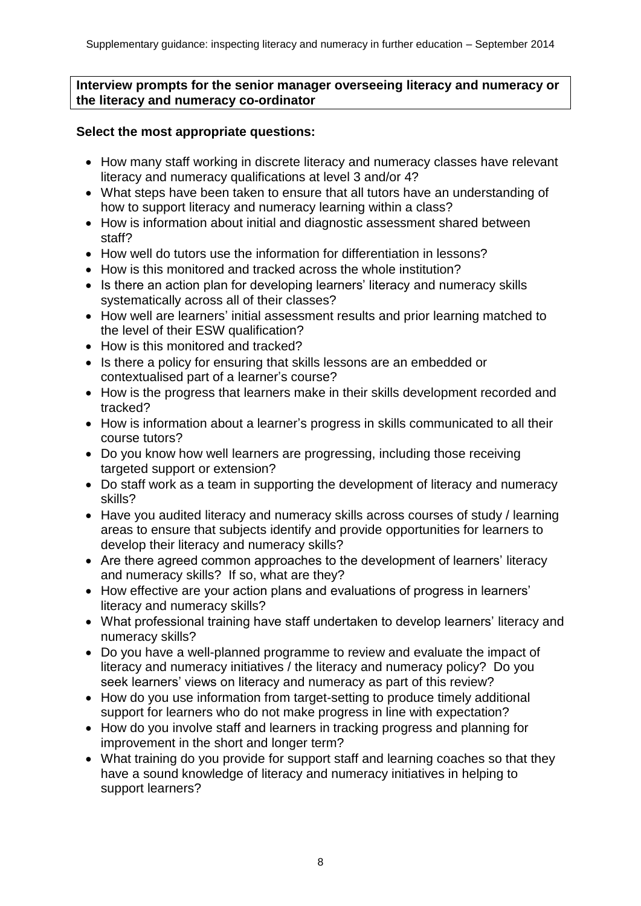**Interview prompts for the senior manager overseeing literacy and numeracy or the literacy and numeracy co-ordinator**

**Select the most appropriate questions:**

- How many staff working in discrete literacy and numeracy classes have relevant literacy and numeracy qualifications at level 3 and/or 4?
- What steps have been taken to ensure that all tutors have an understanding of how to support literacy and numeracy learning within a class?
- How is information about initial and diagnostic assessment shared between staff?
- How well do tutors use the information for differentiation in lessons?
- How is this monitored and tracked across the whole institution?
- Is there an action plan for developing learners' literacy and numeracy skills systematically across all of their classes?
- How well are learners' initial assessment results and prior learning matched to the level of their ESW qualification?
- How is this monitored and tracked?
- Is there a policy for ensuring that skills lessons are an embedded or contextualised part of a learner's course?
- How is the progress that learners make in their skills development recorded and tracked?
- How is information about a learner's progress in skills communicated to all their course tutors?
- Do you know how well learners are progressing, including those receiving targeted support or extension?
- Do staff work as a team in supporting the development of literacy and numeracy skills?
- Have you audited literacy and numeracy skills across courses of study / learning areas to ensure that subjects identify and provide opportunities for learners to develop their literacy and numeracy skills?
- Are there agreed common approaches to the development of learners' literacy and numeracy skills? If so, what are they?
- How effective are your action plans and evaluations of progress in learners' literacy and numeracy skills?
- What professional training have staff undertaken to develop learners' literacy and numeracy skills?
- Do you have a well-planned programme to review and evaluate the impact of literacy and numeracy initiatives / the literacy and numeracy policy? Do you seek learners' views on literacy and numeracy as part of this review?
- How do you use information from target-setting to produce timely additional support for learners who do not make progress in line with expectation?
- How do you involve staff and learners in tracking progress and planning for improvement in the short and longer term?
- What training do you provide for support staff and learning coaches so that they have a sound knowledge of literacy and numeracy initiatives in helping to support learners?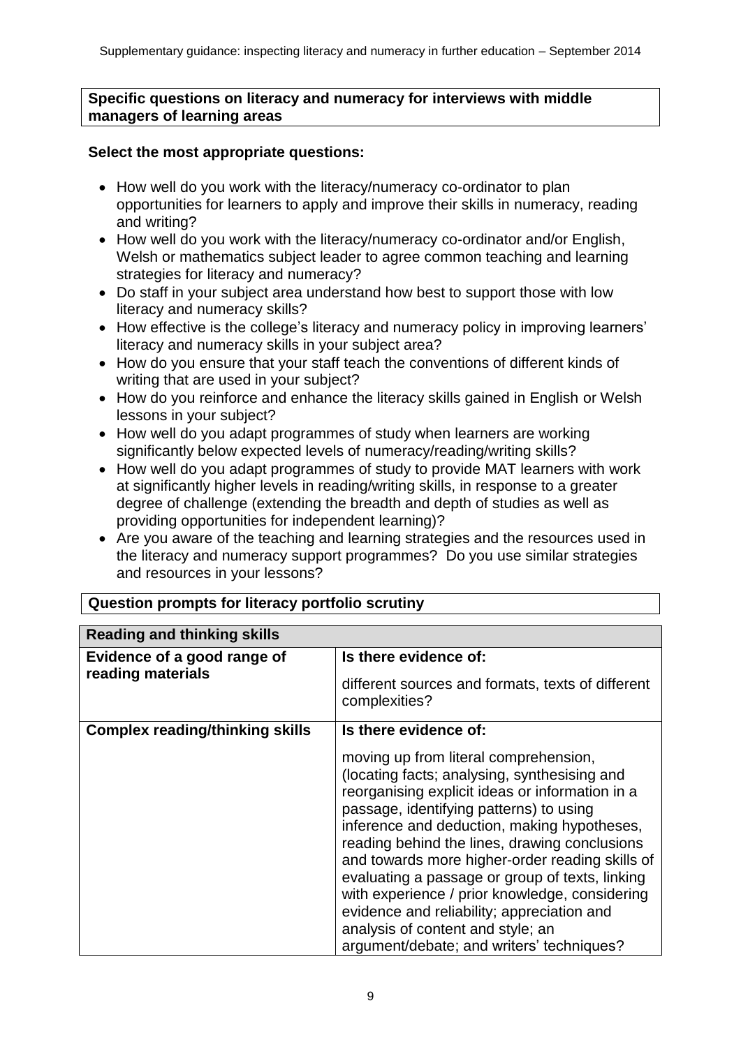**Specific questions on literacy and numeracy for interviews with middle managers of learning areas**

**Select the most appropriate questions:**

- How well do you work with the literacy/numeracy co-ordinator to plan opportunities for learners to apply and improve their skills in numeracy, reading and writing?
- How well do you work with the literacy/numeracy co-ordinator and/or English, Welsh or mathematics subject leader to agree common teaching and learning strategies for literacy and numeracy?
- Do staff in your subject area understand how best to support those with low literacy and numeracy skills?
- How effective is the college's literacy and numeracy policy in improving learners' literacy and numeracy skills in your subject area?
- How do you ensure that your staff teach the conventions of different kinds of writing that are used in your subject?
- How do you reinforce and enhance the literacy skills gained in English or Welsh lessons in your subject?
- How well do you adapt programmes of study when learners are working significantly below expected levels of numeracy/reading/writing skills?
- How well do you adapt programmes of study to provide MAT learners with work at significantly higher levels in reading/writing skills, in response to a greater degree of challenge (extending the breadth and depth of studies as well as providing opportunities for independent learning)?
- Are you aware of the teaching and learning strategies and the resources used in the literacy and numeracy support programmes? Do you use similar strategies and resources in your lessons?

**Question prompts for literacy portfolio scrutiny**

| **Reading and thinking skills** | |
|---|---|
| **Evidence of a good range of reading materials** | **Is there evidence of:**<br>different sources and formats, texts of different complexities? |
| **Complex reading/thinking skills** | **Is there evidence of:**<br>moving up from literal comprehension, (locating facts; analysing, synthesising and reorganising explicit ideas or information in a passage, identifying patterns) to using inference and deduction, making hypotheses, reading behind the lines, drawing conclusions and towards more higher-order reading skills of evaluating a passage or group of texts, linking with experience / prior knowledge, considering evidence and reliability; appreciation and analysis of content and style; an argument/debate; and writers' techniques? |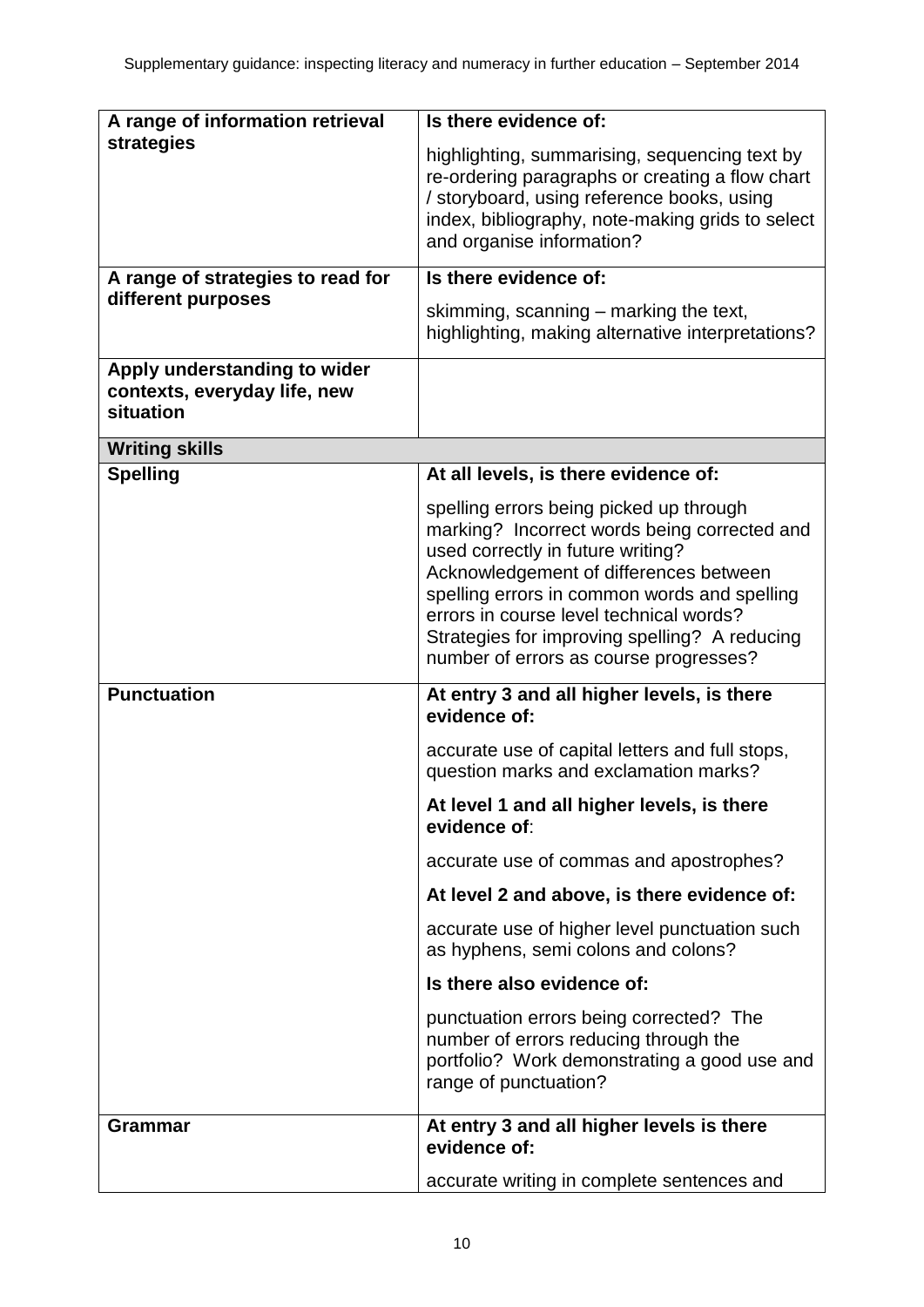| A range of information retrieval strategies | **Is there evidence of:** highlighting, summarising, sequencing text by re-ordering paragraphs or creating a flow chart / storyboard, using reference books, using index, bibliography, note-making grids to select and organise information? |
|---|---|
| **A range of strategies to read for different purposes** | **Is there evidence of:** skimming, scanning – marking the text, highlighting, making alternative interpretations? |
| **Apply understanding to wider contexts, everyday life, new situation** | |
| **Writing skills** | |
| **Spelling** | **At all levels, is there evidence of:** spelling errors being picked up through marking? Incorrect words being corrected and used correctly in future writing? Acknowledgement of differences between spelling errors in common words and spelling errors in course level technical words? Strategies for improving spelling? A reducing number of errors as course progresses? |
| **Punctuation** | **At entry 3 and all higher levels, is there evidence of:** accurate use of capital letters and full stops, question marks and exclamation marks? **At level 1 and all higher levels, is there evidence of**: accurate use of commas and apostrophes? **At level 2 and above, is there evidence of:** accurate use of higher level punctuation such as hyphens, semi colons and colons? **Is there also evidence of:** punctuation errors being corrected? The number of errors reducing through the portfolio? Work demonstrating a good use and range of punctuation? |
| **Grammar** | **At entry 3 and all higher levels is there evidence of:** accurate writing in complete sentences and |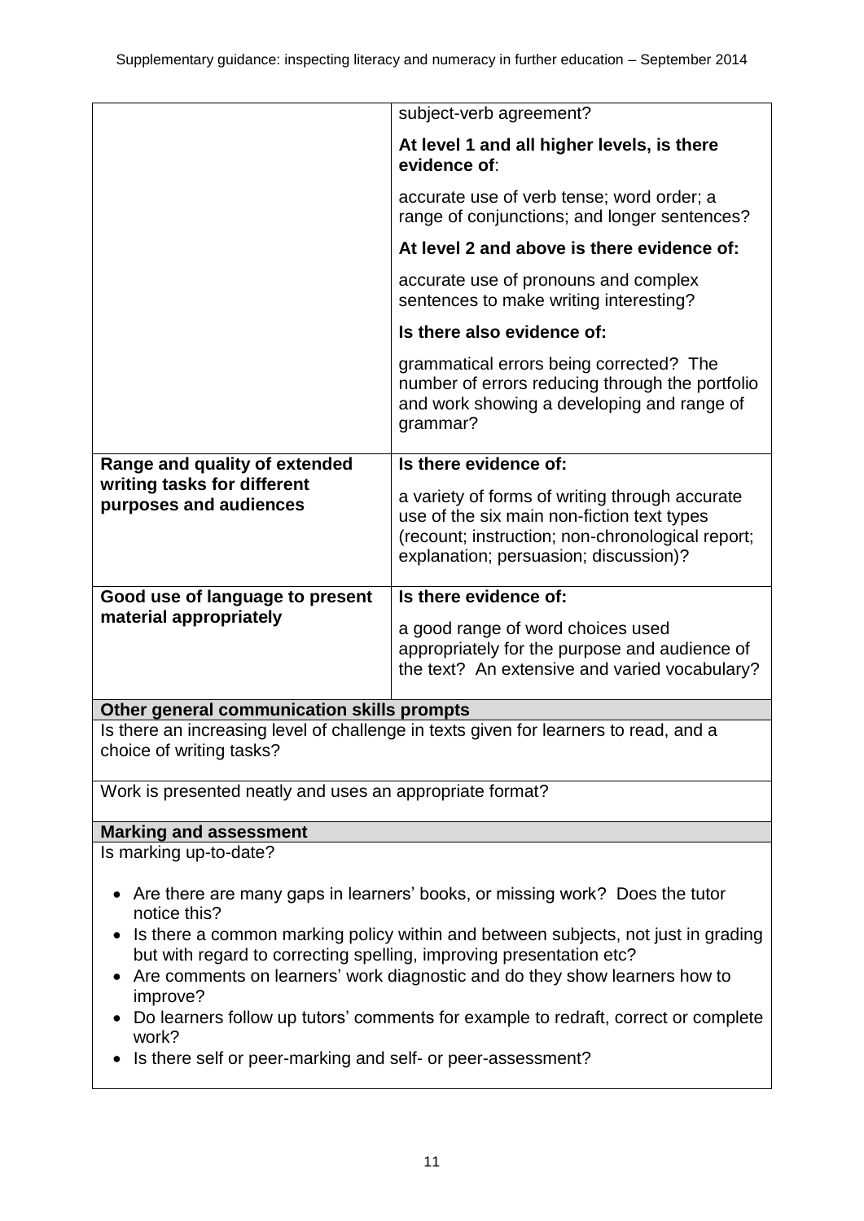| | |
|---|---|
| | subject-verb agreement? |
| | **At level 1 and all higher levels, is there evidence of**: |
| | accurate use of verb tense; word order; a range of conjunctions; and longer sentences? |
| | **At level 2 and above is there evidence of:** |
| | accurate use of pronouns and complex sentences to make writing interesting? |
| | **Is there also evidence of:** |
| | grammatical errors being corrected? The number of errors reducing through the portfolio and work showing a developing and range of grammar? |
| **Range and quality of extended writing tasks for different purposes and audiences** | **Is there evidence of:** a variety of forms of writing through accurate use of the six main non-fiction text types (recount; instruction; non-chronological report; explanation; persuasion; discussion)? |
| **Good use of language to present material appropriately** | **Is there evidence of:** a good range of word choices used appropriately for the purpose and audience of the text? An extensive and varied vocabulary? |

| **Other general communication skills prompts** |
|---|
| Is there an increasing level of challenge in texts given for learners to read, and a choice of writing tasks? |
| Work is presented neatly and uses an appropriate format? |

| **Marking and assessment** |
|---|
| Is marking up-to-date?<br>• Are there are many gaps in learners' books, or missing work? Does the tutor notice this?<br>• Is there a common marking policy within and between subjects, not just in grading but with regard to correcting spelling, improving presentation etc?<br>• Are comments on learners' work diagnostic and do they show learners how to improve?<br>• Do learners follow up tutors' comments for example to redraft, correct or complete work?<br>• Is there self or peer-marking and self- or peer-assessment? |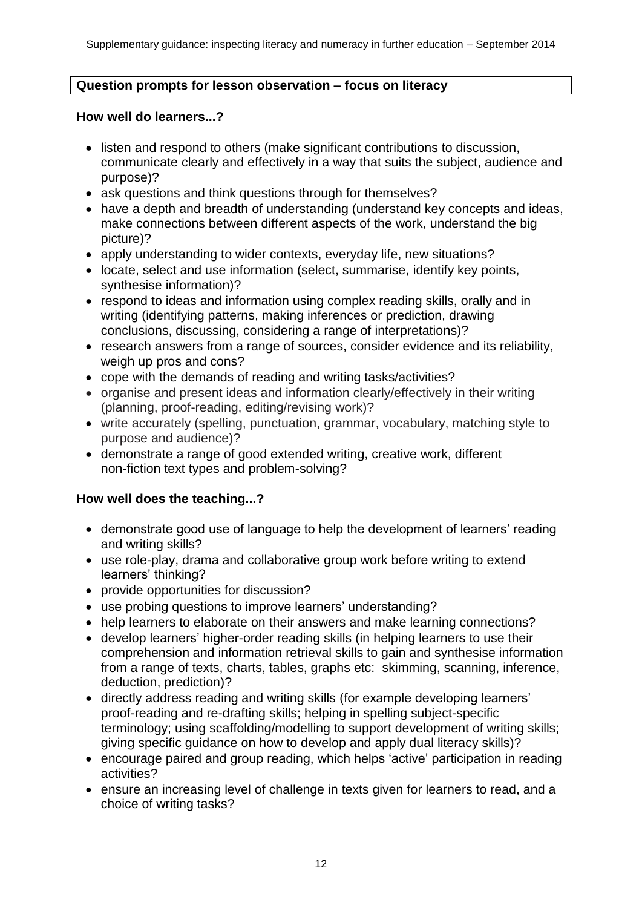## Question prompts for lesson observation – focus on literacy

**How well do learners...?**

- listen and respond to others (make significant contributions to discussion, communicate clearly and effectively in a way that suits the subject, audience and purpose)?
- ask questions and think questions through for themselves?
- have a depth and breadth of understanding (understand key concepts and ideas, make connections between different aspects of the work, understand the big picture)?
- apply understanding to wider contexts, everyday life, new situations?
- locate, select and use information (select, summarise, identify key points, synthesise information)?
- respond to ideas and information using complex reading skills, orally and in writing (identifying patterns, making inferences or prediction, drawing conclusions, discussing, considering a range of interpretations)?
- research answers from a range of sources, consider evidence and its reliability, weigh up pros and cons?
- cope with the demands of reading and writing tasks/activities?
- organise and present ideas and information clearly/effectively in their writing (planning, proof-reading, editing/revising work)?
- write accurately (spelling, punctuation, grammar, vocabulary, matching style to purpose and audience)?
- demonstrate a range of good extended writing, creative work, different non-fiction text types and problem-solving?

**How well does the teaching...?**

- demonstrate good use of language to help the development of learners' reading and writing skills?
- use role-play, drama and collaborative group work before writing to extend learners' thinking?
- provide opportunities for discussion?
- use probing questions to improve learners' understanding?
- help learners to elaborate on their answers and make learning connections?
- develop learners' higher-order reading skills (in helping learners to use their comprehension and information retrieval skills to gain and synthesise information from a range of texts, charts, tables, graphs etc: skimming, scanning, inference, deduction, prediction)?
- directly address reading and writing skills (for example developing learners' proof-reading and re-drafting skills; helping in spelling subject-specific terminology; using scaffolding/modelling to support development of writing skills; giving specific guidance on how to develop and apply dual literacy skills)?
- encourage paired and group reading, which helps 'active' participation in reading activities?
- ensure an increasing level of challenge in texts given for learners to read, and a choice of writing tasks?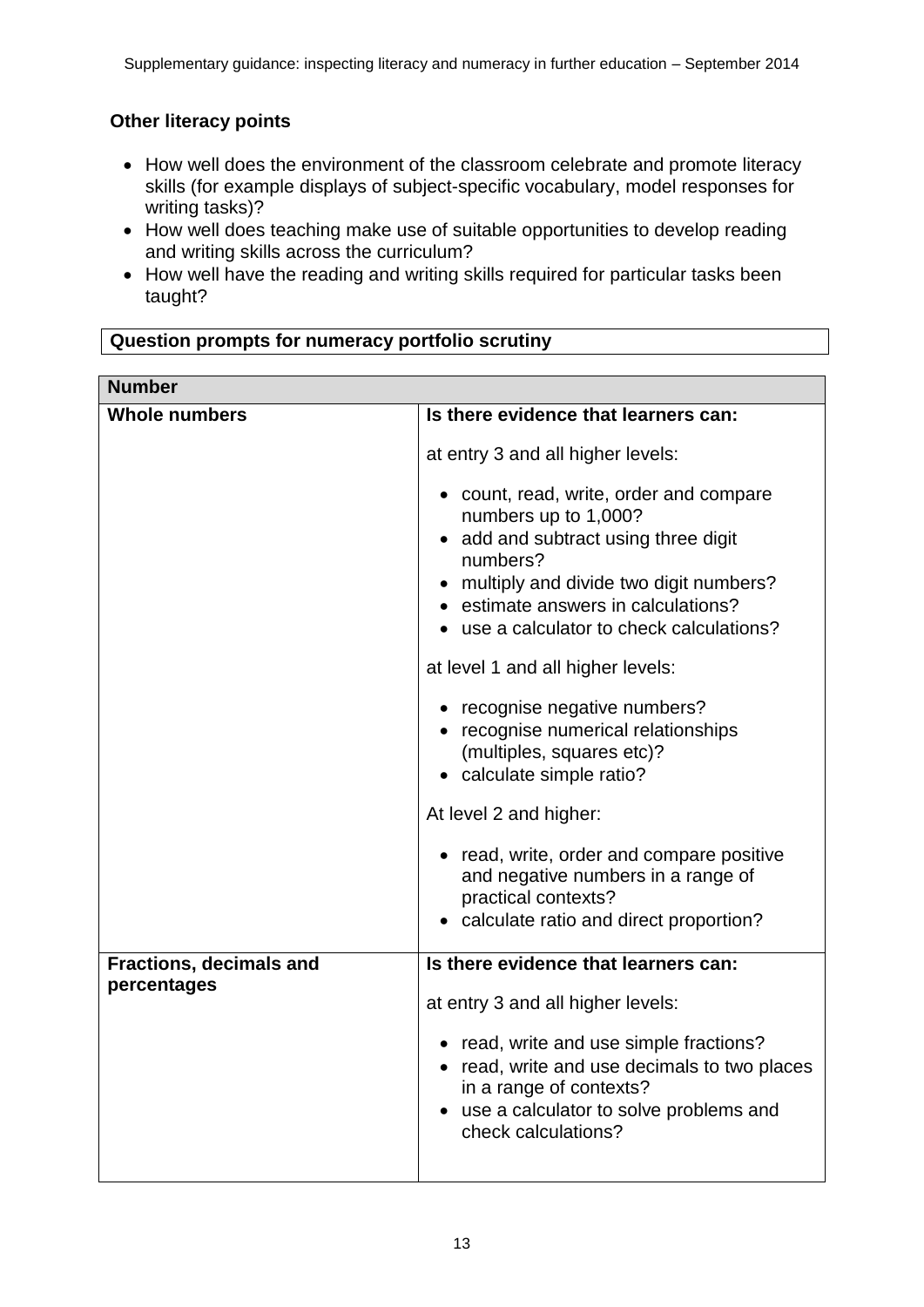### Other literacy points

- How well does the environment of the classroom celebrate and promote literacy skills (for example displays of subject-specific vocabulary, model responses for writing tasks)?
- How well does teaching make use of suitable opportunities to develop reading and writing skills across the curriculum?
- How well have the reading and writing skills required for particular tasks been taught?

### Question prompts for numeracy portfolio scrutiny

| **Number** | |
|---|---|
| **Whole numbers** | **Is there evidence that learners can:**<br><br>at entry 3 and all higher levels:<br><br>• count, read, write, order and compare numbers up to 1,000?<br>• add and subtract using three digit numbers?<br>• multiply and divide two digit numbers?<br>• estimate answers in calculations?<br>• use a calculator to check calculations?<br><br>at level 1 and all higher levels:<br><br>• recognise negative numbers?<br>• recognise numerical relationships (multiples, squares etc)?<br>• calculate simple ratio?<br><br>At level 2 and higher:<br><br>• read, write, order and compare positive and negative numbers in a range of practical contexts?<br>• calculate ratio and direct proportion? |
| **Fractions, decimals and percentages** | **Is there evidence that learners can:**<br><br>at entry 3 and all higher levels:<br><br>• read, write and use simple fractions?<br>• read, write and use decimals to two places in a range of contexts?<br>• use a calculator to solve problems and check calculations? |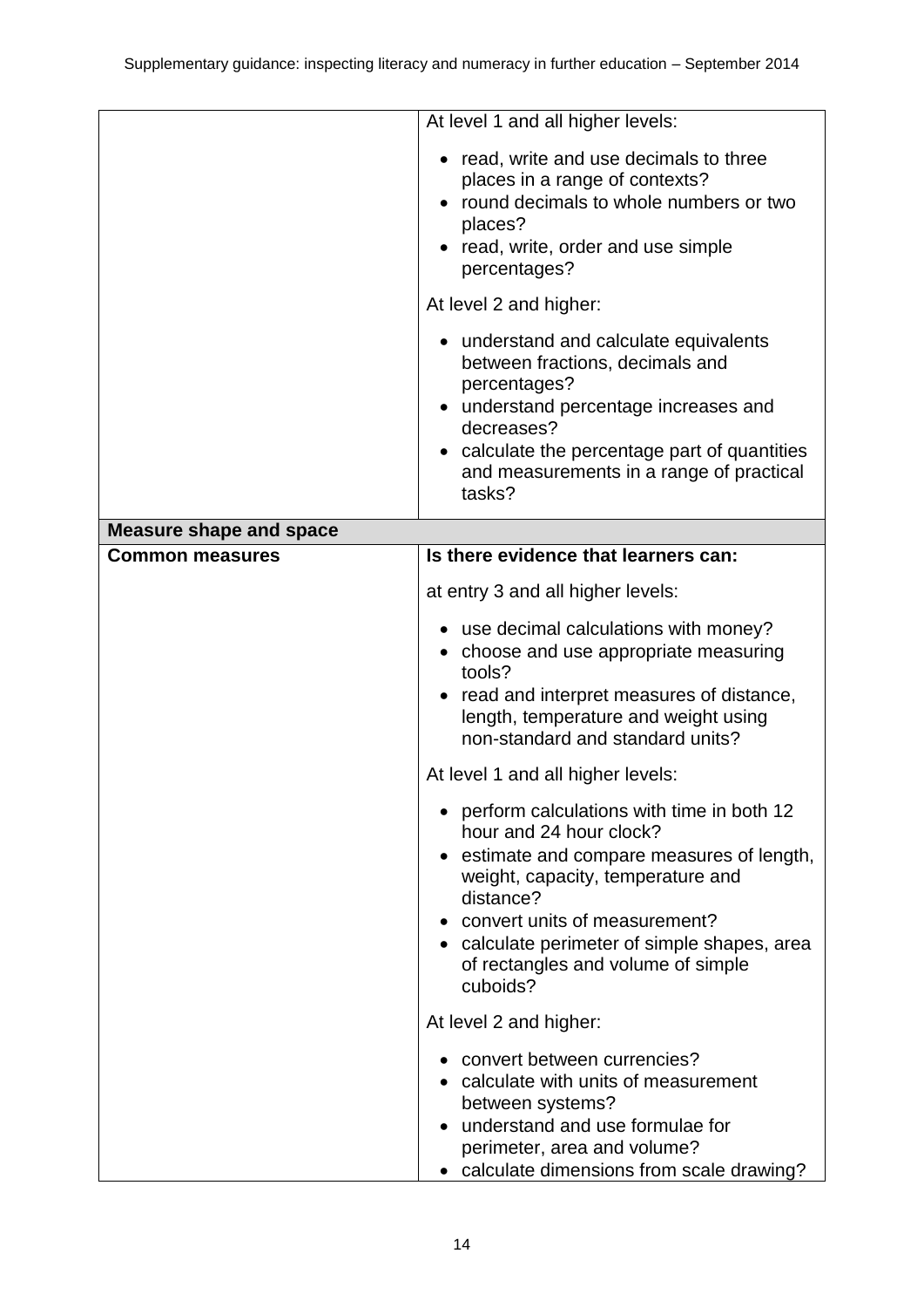| | |
|---|---|
| | At level 1 and all higher levels:<br><br>• read, write and use decimals to three places in a range of contexts?<br>• round decimals to whole numbers or two places?<br>• read, write, order and use simple percentages?<br><br>At level 2 and higher:<br><br>• understand and calculate equivalents between fractions, decimals and percentages?<br>• understand percentage increases and decreases?<br>• calculate the percentage part of quantities and measurements in a range of practical tasks? |
| **Measure shape and space** | |
| **Common measures** | **Is there evidence that learners can:**<br><br>at entry 3 and all higher levels:<br><br>• use decimal calculations with money?<br>• choose and use appropriate measuring tools?<br>• read and interpret measures of distance, length, temperature and weight using non-standard and standard units?<br><br>At level 1 and all higher levels:<br><br>• perform calculations with time in both 12 hour and 24 hour clock?<br>• estimate and compare measures of length, weight, capacity, temperature and distance?<br>• convert units of measurement?<br>• calculate perimeter of simple shapes, area of rectangles and volume of simple cuboids?<br><br>At level 2 and higher:<br><br>• convert between currencies?<br>• calculate with units of measurement between systems?<br>• understand and use formulae for perimeter, area and volume?<br>• calculate dimensions from scale drawing? |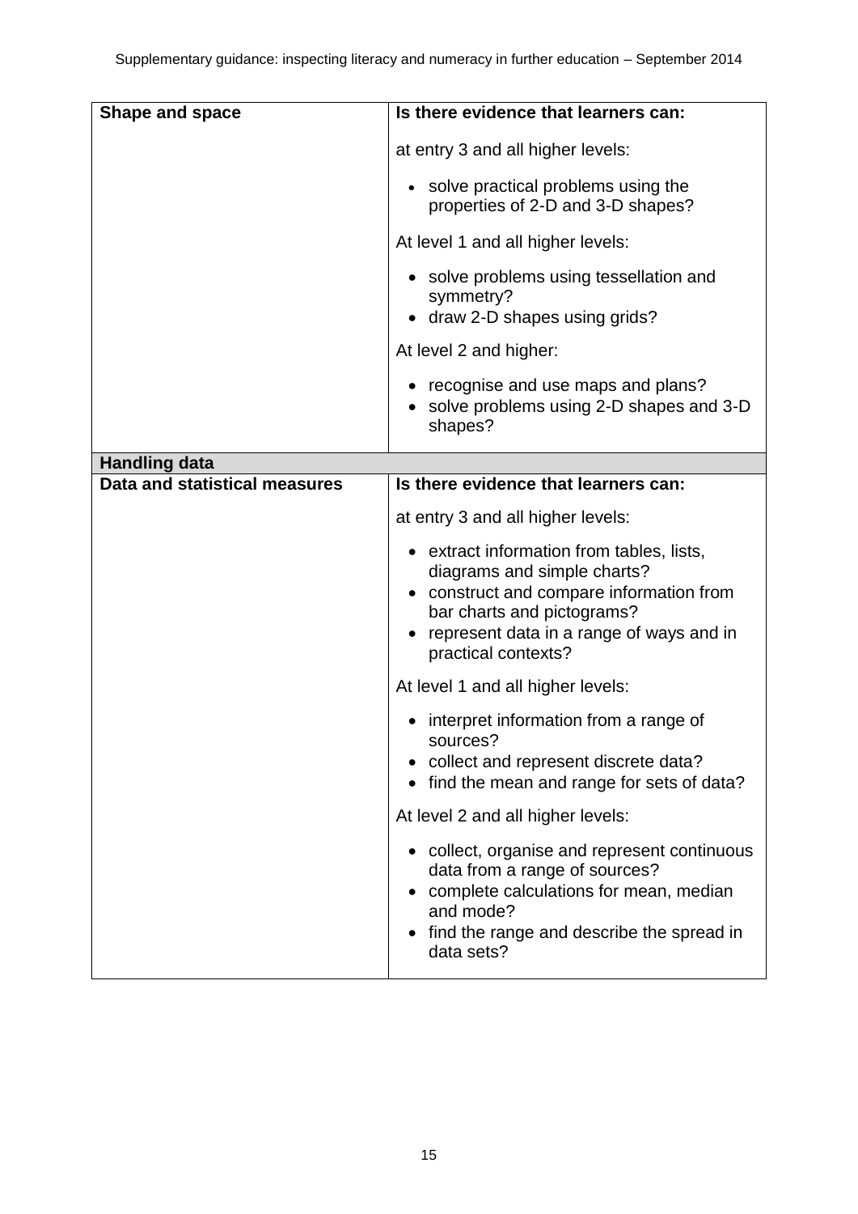| Shape and space | Is there evidence that learners can: |
|---|---|
| | at entry 3 and all higher levels:<br><br>• solve practical problems using the properties of 2-D and 3-D shapes?<br><br>At level 1 and all higher levels:<br><br>• solve problems using tessellation and symmetry?<br>• draw 2-D shapes using grids?<br><br>At level 2 and higher:<br><br>• recognise and use maps and plans?<br>• solve problems using 2-D shapes and 3-D shapes? |
| **Handling data** | |
| **Data and statistical measures** | **Is there evidence that learners can:** |
| | at entry 3 and all higher levels:<br><br>• extract information from tables, lists, diagrams and simple charts?<br>• construct and compare information from bar charts and pictograms?<br>• represent data in a range of ways and in practical contexts?<br><br>At level 1 and all higher levels:<br><br>• interpret information from a range of sources?<br>• collect and represent discrete data?<br>• find the mean and range for sets of data?<br><br>At level 2 and all higher levels:<br><br>• collect, organise and represent continuous data from a range of sources?<br>• complete calculations for mean, median and mode?<br>• find the range and describe the spread in data sets? |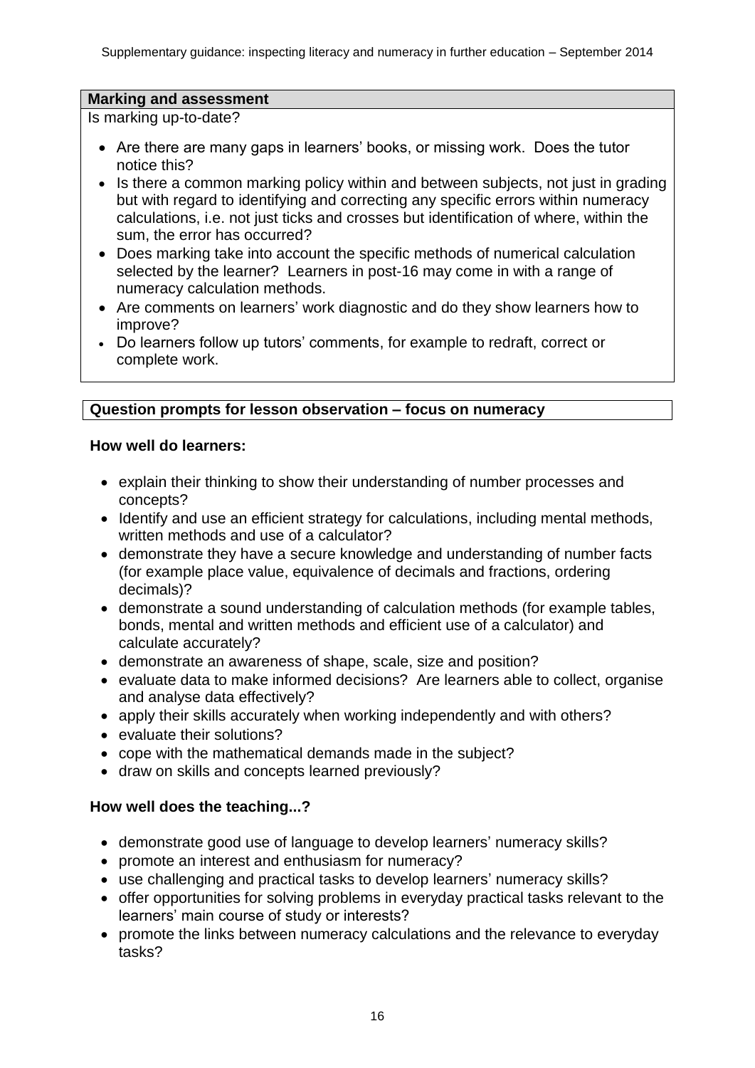**Marking and assessment**

Is marking up-to-date?

- Are there are many gaps in learners' books, or missing work. Does the tutor notice this?
- Is there a common marking policy within and between subjects, not just in grading but with regard to identifying and correcting any specific errors within numeracy calculations, i.e. not just ticks and crosses but identification of where, within the sum, the error has occurred?
- Does marking take into account the specific methods of numerical calculation selected by the learner? Learners in post-16 may come in with a range of numeracy calculation methods.
- Are comments on learners' work diagnostic and do they show learners how to improve?
- Do learners follow up tutors' comments, for example to redraft, correct or complete work.

**Question prompts for lesson observation – focus on numeracy**

**How well do learners:**

- explain their thinking to show their understanding of number processes and concepts?
- Identify and use an efficient strategy for calculations, including mental methods, written methods and use of a calculator?
- demonstrate they have a secure knowledge and understanding of number facts (for example place value, equivalence of decimals and fractions, ordering decimals)?
- demonstrate a sound understanding of calculation methods (for example tables, bonds, mental and written methods and efficient use of a calculator) and calculate accurately?
- demonstrate an awareness of shape, scale, size and position?
- evaluate data to make informed decisions? Are learners able to collect, organise and analyse data effectively?
- apply their skills accurately when working independently and with others?
- evaluate their solutions?
- cope with the mathematical demands made in the subject?
- draw on skills and concepts learned previously?

**How well does the teaching...?**

- demonstrate good use of language to develop learners' numeracy skills?
- promote an interest and enthusiasm for numeracy?
- use challenging and practical tasks to develop learners' numeracy skills?
- offer opportunities for solving problems in everyday practical tasks relevant to the learners' main course of study or interests?
- promote the links between numeracy calculations and the relevance to everyday tasks?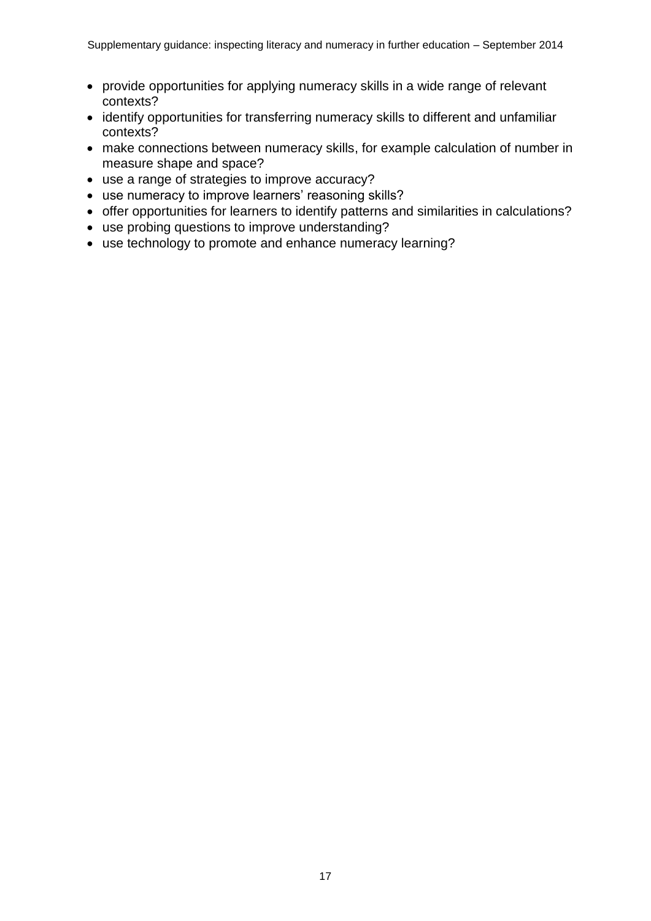- provide opportunities for applying numeracy skills in a wide range of relevant contexts?
- identify opportunities for transferring numeracy skills to different and unfamiliar contexts?
- make connections between numeracy skills, for example calculation of number in measure shape and space?
- use a range of strategies to improve accuracy?
- use numeracy to improve learners' reasoning skills?
- offer opportunities for learners to identify patterns and similarities in calculations?
- use probing questions to improve understanding?
- use technology to promote and enhance numeracy learning?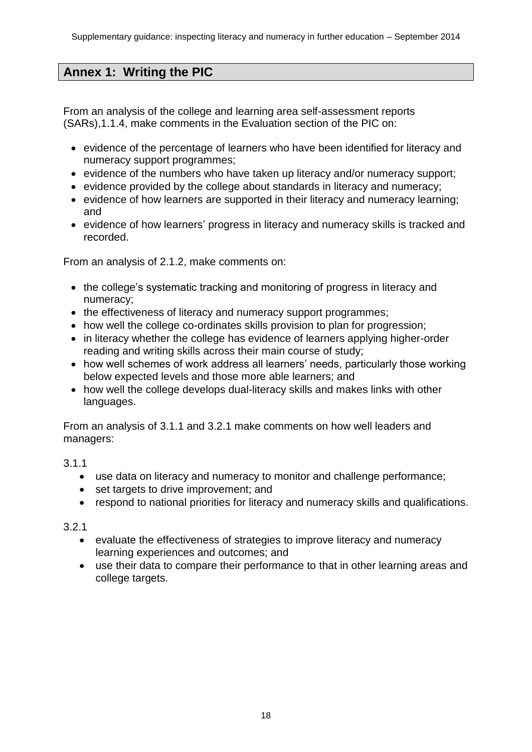## Annex 1: Writing the PIC

From an analysis of the college and learning area self-assessment reports (SARs),1.1.4, make comments in the Evaluation section of the PIC on:

- evidence of the percentage of learners who have been identified for literacy and numeracy support programmes;
- evidence of the numbers who have taken up literacy and/or numeracy support;
- evidence provided by the college about standards in literacy and numeracy;
- evidence of how learners are supported in their literacy and numeracy learning; and
- evidence of how learners' progress in literacy and numeracy skills is tracked and recorded.

From an analysis of 2.1.2, make comments on:

- the college's systematic tracking and monitoring of progress in literacy and numeracy;
- the effectiveness of literacy and numeracy support programmes;
- how well the college co-ordinates skills provision to plan for progression;
- in literacy whether the college has evidence of learners applying higher-order reading and writing skills across their main course of study;
- how well schemes of work address all learners' needs, particularly those working below expected levels and those more able learners; and
- how well the college develops dual-literacy skills and makes links with other languages.

From an analysis of 3.1.1 and 3.2.1 make comments on how well leaders and managers:

3.1.1

- use data on literacy and numeracy to monitor and challenge performance;
- set targets to drive improvement; and
- respond to national priorities for literacy and numeracy skills and qualifications.

3.2.1

- evaluate the effectiveness of strategies to improve literacy and numeracy learning experiences and outcomes; and
- use their data to compare their performance to that in other learning areas and college targets.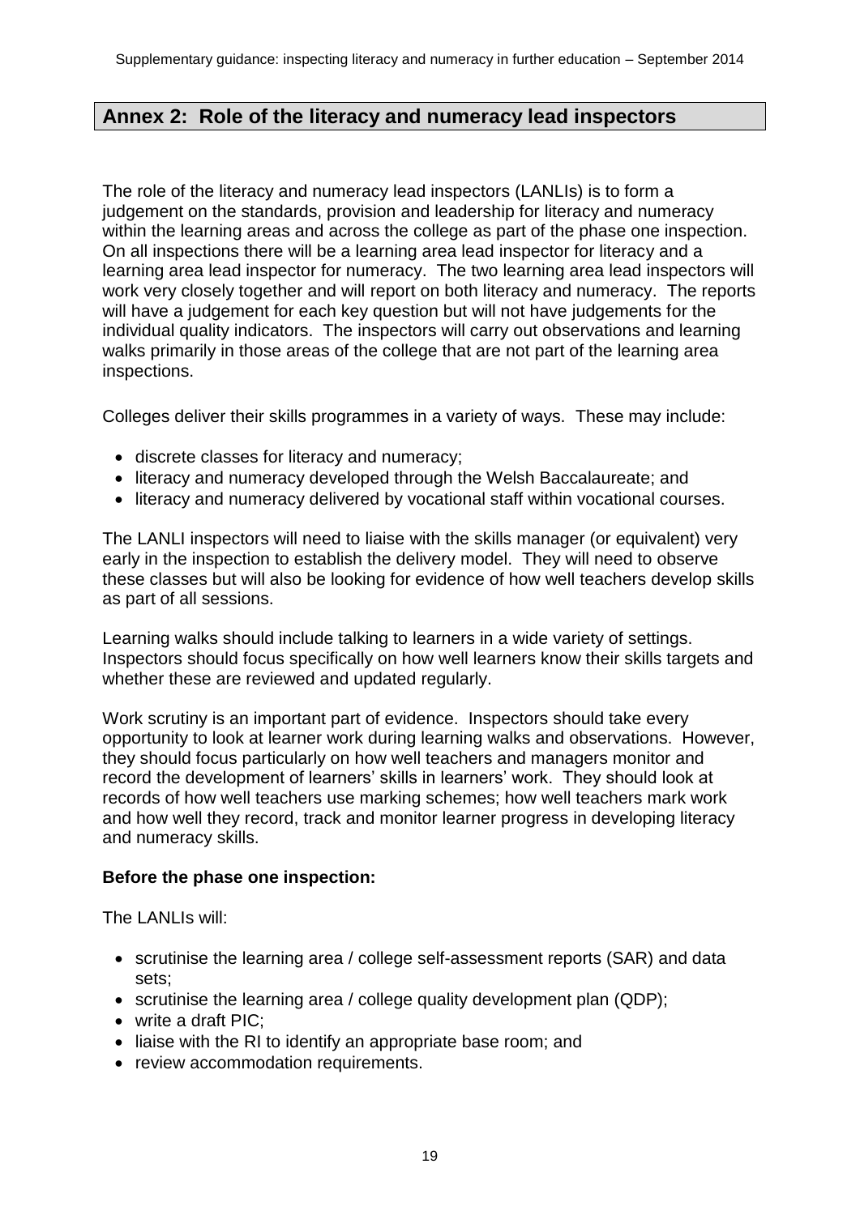## Annex 2: Role of the literacy and numeracy lead inspectors

The role of the literacy and numeracy lead inspectors (LANLIs) is to form a judgement on the standards, provision and leadership for literacy and numeracy within the learning areas and across the college as part of the phase one inspection. On all inspections there will be a learning area lead inspector for literacy and a learning area lead inspector for numeracy. The two learning area lead inspectors will work very closely together and will report on both literacy and numeracy. The reports will have a judgement for each key question but will not have judgements for the individual quality indicators. The inspectors will carry out observations and learning walks primarily in those areas of the college that are not part of the learning area inspections.

Colleges deliver their skills programmes in a variety of ways. These may include:

- discrete classes for literacy and numeracy;
- literacy and numeracy developed through the Welsh Baccalaureate; and
- literacy and numeracy delivered by vocational staff within vocational courses.

The LANLI inspectors will need to liaise with the skills manager (or equivalent) very early in the inspection to establish the delivery model. They will need to observe these classes but will also be looking for evidence of how well teachers develop skills as part of all sessions.

Learning walks should include talking to learners in a wide variety of settings. Inspectors should focus specifically on how well learners know their skills targets and whether these are reviewed and updated regularly.

Work scrutiny is an important part of evidence. Inspectors should take every opportunity to look at learner work during learning walks and observations. However, they should focus particularly on how well teachers and managers monitor and record the development of learners' skills in learners' work. They should look at records of how well teachers use marking schemes; how well teachers mark work and how well they record, track and monitor learner progress in developing literacy and numeracy skills.

**Before the phase one inspection:**

The LANLIs will:

- scrutinise the learning area / college self-assessment reports (SAR) and data sets;
- scrutinise the learning area / college quality development plan (QDP);
- write a draft PIC;
- liaise with the RI to identify an appropriate base room; and
- review accommodation requirements.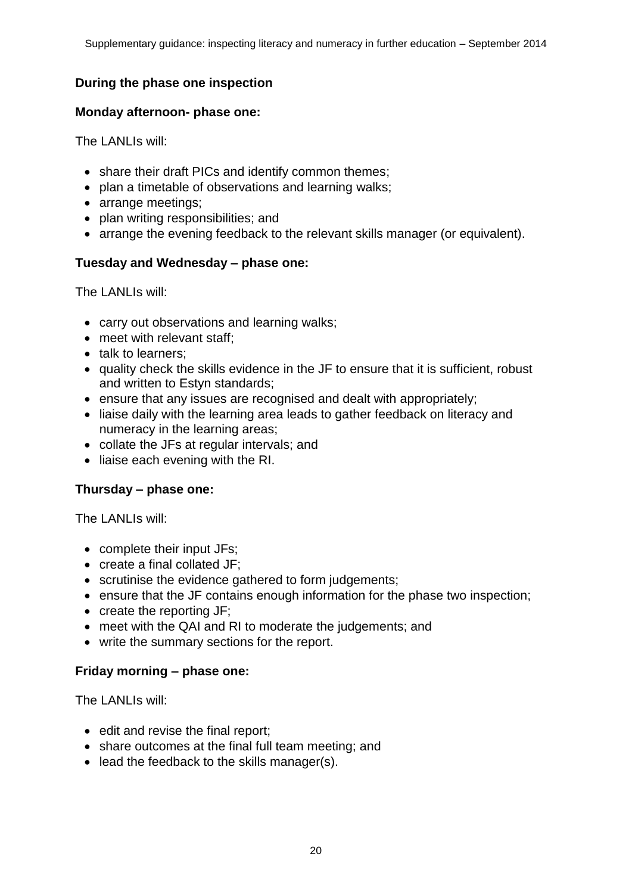### During the phase one inspection

### Monday afternoon- phase one:

The LANLIs will:

- share their draft PICs and identify common themes;
- plan a timetable of observations and learning walks;
- arrange meetings;
- plan writing responsibilities; and
- arrange the evening feedback to the relevant skills manager (or equivalent).

### Tuesday and Wednesday – phase one:

The LANLIs will:

- carry out observations and learning walks;
- meet with relevant staff;
- talk to learners;
- quality check the skills evidence in the JF to ensure that it is sufficient, robust and written to Estyn standards;
- ensure that any issues are recognised and dealt with appropriately;
- liaise daily with the learning area leads to gather feedback on literacy and numeracy in the learning areas;
- collate the JFs at regular intervals; and
- liaise each evening with the RI.

### Thursday – phase one:

The LANLIs will:

- complete their input JFs;
- create a final collated JF;
- scrutinise the evidence gathered to form judgements;
- ensure that the JF contains enough information for the phase two inspection;
- create the reporting JF;
- meet with the QAI and RI to moderate the judgements; and
- write the summary sections for the report.

### Friday morning – phase one:

The LANLIs will:

- edit and revise the final report;
- share outcomes at the final full team meeting; and
- lead the feedback to the skills manager(s).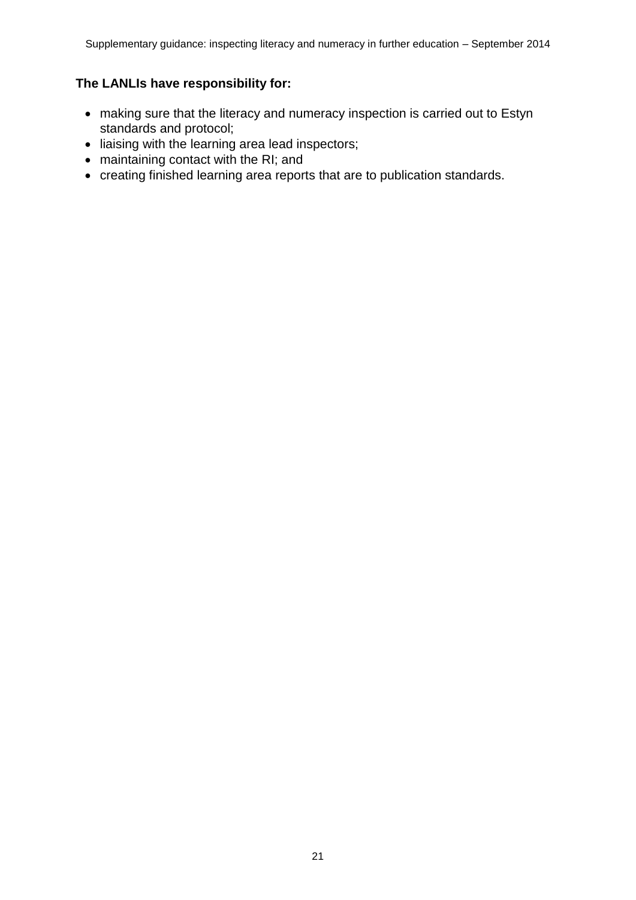**The LANLIs have responsibility for:**

- making sure that the literacy and numeracy inspection is carried out to Estyn standards and protocol;
- liaising with the learning area lead inspectors;
- maintaining contact with the RI; and
- creating finished learning area reports that are to publication standards.